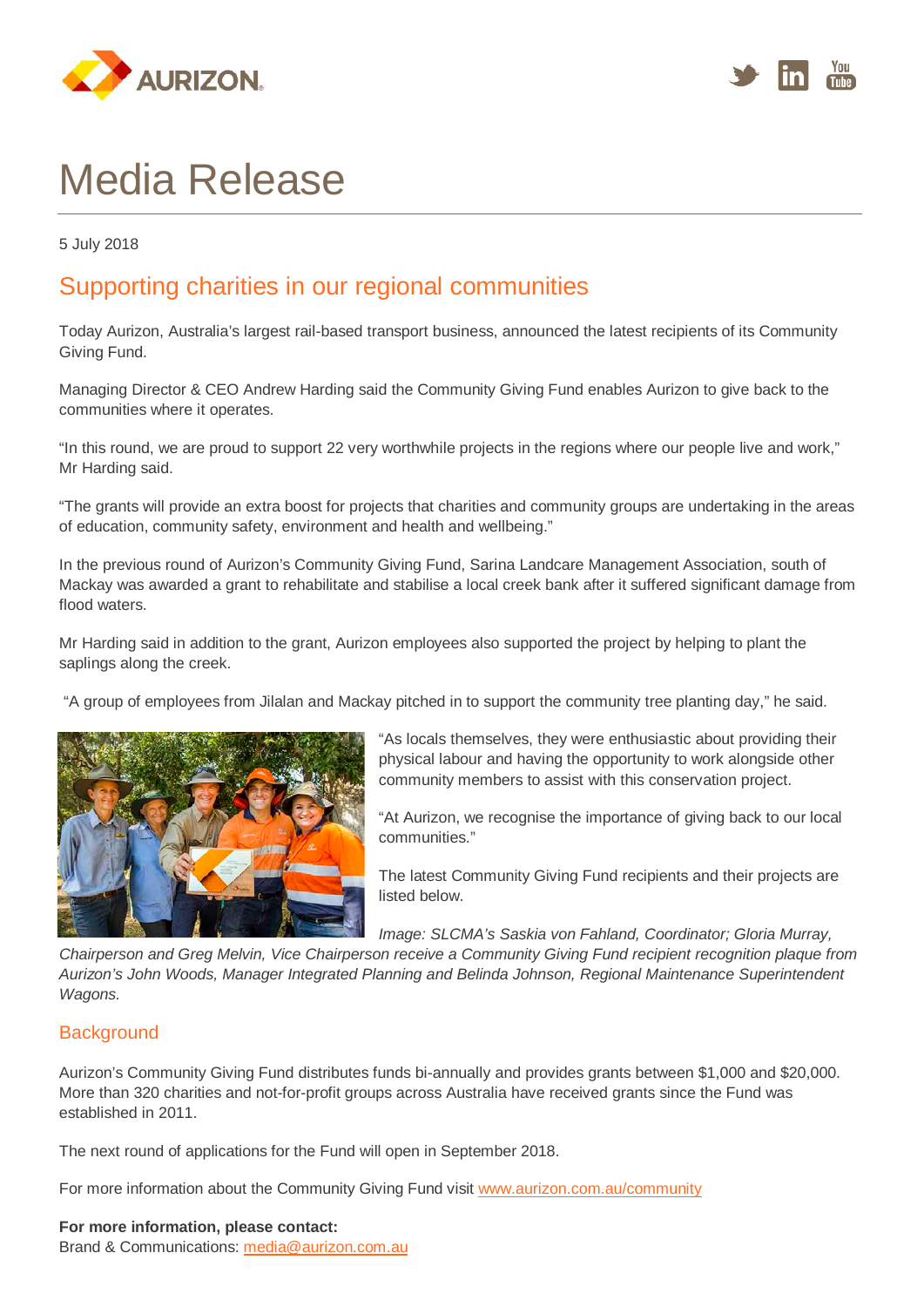# Media Release

5 July 2018

## Supporting charities in our regional communities

Today Aurizon, Australia's largest rail-based transport business, announced the latest recipients of its Community Giving Fund.

Managing Director & CEO Andrew Harding said the Community Giving Fund enables Aurizon to give back to the communities where it operates.

"In this round, we are proud to support 22 very worthwhile projects in the regions where our people live and work," Mr Harding said.

"The grants will provide an extra boost for projects that charities and community groups are undertaking in the areas of education, community safety, environment and health and wellbeing."

In the previous round of Aurizon's Community Giving Fund, Sarina Landcare Management Association, south of Mackay was awarded a grant to rehabilitate and stabilise a local creek bank after it suffered significant damage from flood waters.

Mr Harding said in addition to the grant, Aurizon employees also supported the project by helping to plant the saplings along the creek.

"A group of employees from Jilalan and Mackay pitched in to support the community tree planting day," he said.

"As locals themselves, they were enthusiastic about providing their physical labour and having the opportunity to work alongside other community members to assist with this conservation project.

"At Aurizon, we recognise the importance of giving back to our local communities."

The latest Community Giving Fund recipients and their projects are listed below.

*Image: SLCMA's Saskia von Fahland, Coordinator; Gloria Murray, Chairperson and Greg Melvin, Vice Chairperson receive a Community Giving Fund recipient recognition plaque from Aurizon's John Woods, Manager Integrated Planning and Belinda Johnson, Regional Maintenance Superintendent Wagons.*

### Background

Aurizon's Community Giving Fund distributes funds bi-annually and provides grants between $1,000 and $20,000. More than 320 charities and not-for-profit groups across Australia have received grants since the Fund was established in 2011.

The next round of applications for the Fund will open in September 2018.

For more information about the Community Giving Fund visit www.aurizon.com.au/community

**For more information, please contact:**
Brand & Communications: media@aurizon.com.au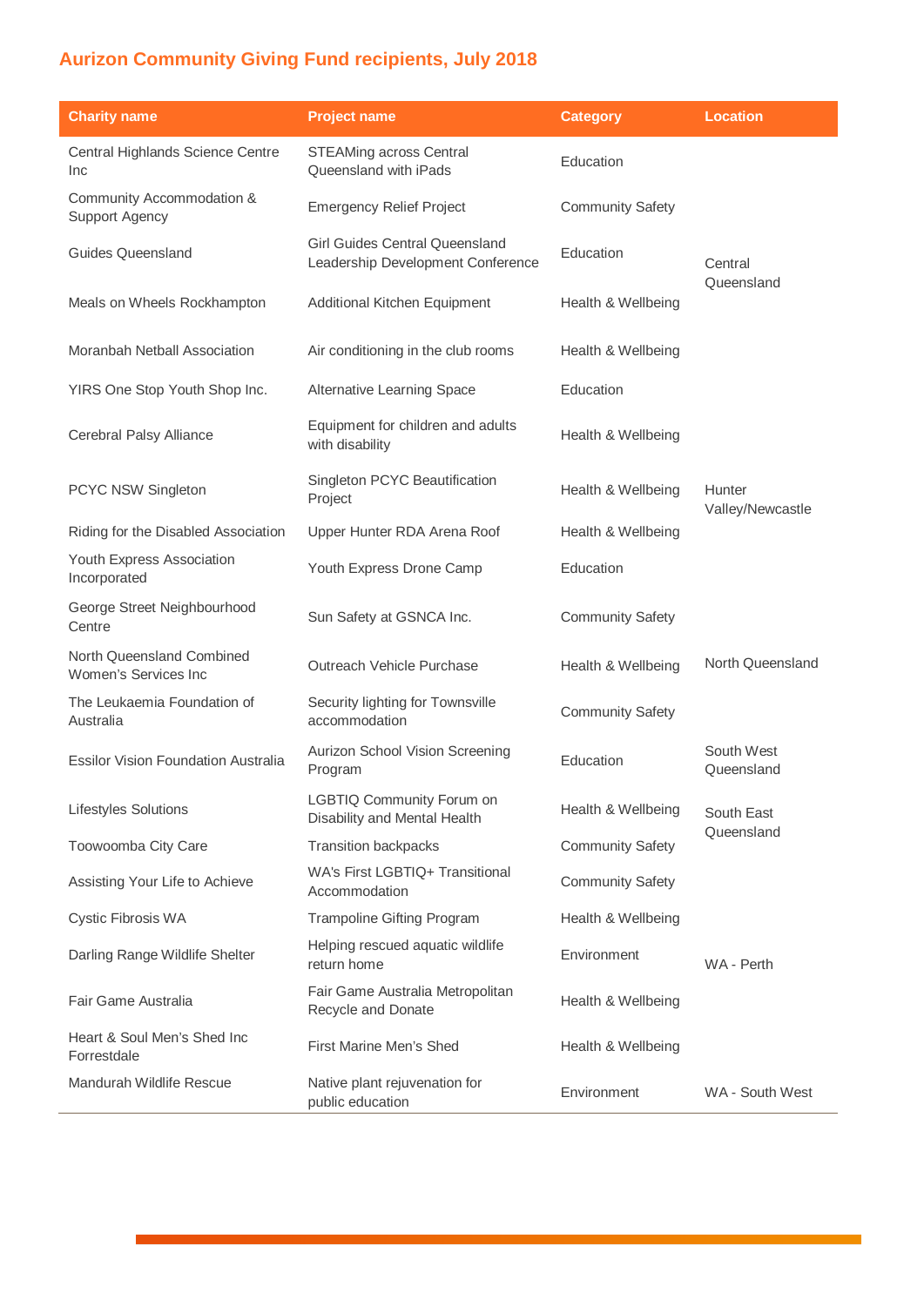## Aurizon Community Giving Fund recipients, July 2018

| Charity name | Project name | Category | Location |
|---|---|---|---|
| Central Highlands Science Centre Inc | STEAMing across Central Queensland with iPads | Education | Central Queensland |
| Community Accommodation & Support Agency | Emergency Relief Project | Community Safety | Central Queensland |
| Guides Queensland | Girl Guides Central Queensland Leadership Development Conference | Education | Central Queensland |
| Meals on Wheels Rockhampton | Additional Kitchen Equipment | Health & Wellbeing | Central Queensland |
| Moranbah Netball Association | Air conditioning in the club rooms | Health & Wellbeing | Central Queensland |
| YIRS One Stop Youth Shop Inc. | Alternative Learning Space | Education | Central Queensland |
| Cerebral Palsy Alliance | Equipment for children and adults with disability | Health & Wellbeing | Hunter Valley/Newcastle |
| PCYC NSW Singleton | Singleton PCYC Beautification Project | Health & Wellbeing | Hunter Valley/Newcastle |
| Riding for the Disabled Association | Upper Hunter RDA Arena Roof | Health & Wellbeing | Hunter Valley/Newcastle |
| Youth Express Association Incorporated | Youth Express Drone Camp | Education | Hunter Valley/Newcastle |
| George Street Neighbourhood Centre | Sun Safety at GSNCA Inc. | Community Safety | North Queensland |
| North Queensland Combined Women's Services Inc | Outreach Vehicle Purchase | Health & Wellbeing | North Queensland |
| The Leukaemia Foundation of Australia | Security lighting for Townsville accommodation | Community Safety | North Queensland |
| Essilor Vision Foundation Australia | Aurizon School Vision Screening Program | Education | South West Queensland |
| Lifestyles Solutions | LGBTIQ Community Forum on Disability and Mental Health | Health & Wellbeing | South East Queensland |
| Toowoomba City Care | Transition backpacks | Community Safety | South East Queensland |
| Assisting Your Life to Achieve | WA's First LGBTIQ+ Transitional Accommodation | Community Safety | WA - Perth |
| Cystic Fibrosis WA | Trampoline Gifting Program | Health & Wellbeing | WA - Perth |
| Darling Range Wildlife Shelter | Helping rescued aquatic wildlife return home | Environment | WA - Perth |
| Fair Game Australia | Fair Game Australia Metropolitan Recycle and Donate | Health & Wellbeing | WA - Perth |
| Heart & Soul Men's Shed Inc Forrestdale | First Marine Men's Shed | Health & Wellbeing | WA - Perth |
| Mandurah Wildlife Rescue | Native plant rejuvenation for public education | Environment | WA - South West |